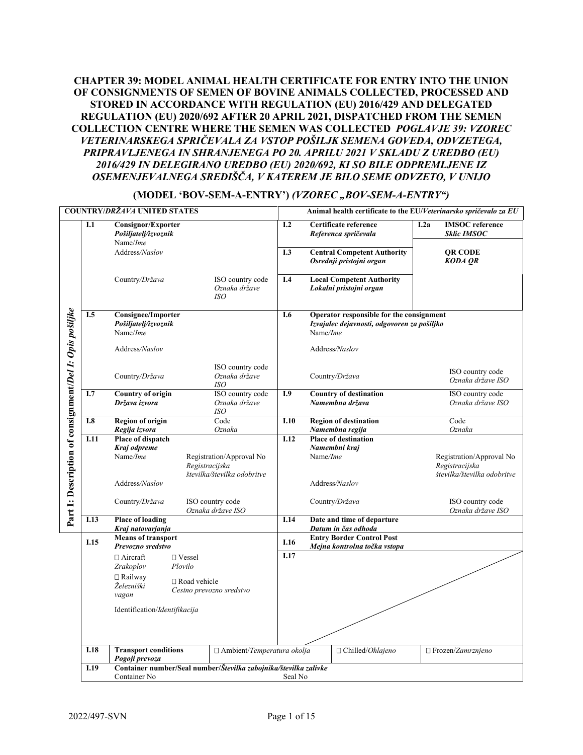# CHAPTER 39: MODEL ANIMAL HEALTH CERTIFICATE FOR ENTRY INTO THE UNION OF CONSIGNMENTS OF SEMEN OF BOVINE ANIMALS COLLECTED, PROCESSED AND STORED IN ACCORDANCE WITH REGULATION (EU) 2016/429 AND DELEGATED REGULATION (EU) 2020/692 AFTER 20 APRIL 2021, DISPATCHED FROM THE SEMEN COLLECTION CENTRE WHERE THE SEMEN WAS COLLECTED *POGLAVJE 39: VZOREC VETERINARSKEGA SPRIČEVALA ZA VSTOP POŠILJK SEMENA GOVEDA, ODVZETEGA, PRIPRAVLJENEGA IN SHRANJENEGA PO 20. APRILU 2021 V SKLADU Z UREDBO (EU) 2016/429 IN DELEGIRANO UREDBO (EU) 2020/692, KI SO BILE ODPREMLJENE IZ OSEMENJEVALNEGA SREDIŠČA, V KATEREM JE BILO SEME ODVZETO, V UNIJO*

## (MODEL 'BOV-SEM-A-ENTRY') *(VZOREC „BOV-SEM-A-ENTRY“)*

| COUNTRY/*DRŽAVA* UNITED STATES | | | Animal health certificate to the EU/*Veterinarsko spričevalo za EU* | |
|---|---|---|---|---|
| **Part I: Description of consignment/*Del I: Opis pošiljke*** | **I.1** | **Consignor/Exporter** *Pošiljatelj/izvoznik*<br>Name/*Ime*<br>Address/*Naslov*<br>Country/*Država* ISO country code *Oznaka države ISO* | **I.2** **Certificate reference** *Referenca spričevala* | **I.2a** **IMSOC reference** *Sklic IMSOC* |
| | | | **I.3** **Central Competent Authority** *Osrednji pristojni organ* | **QR CODE** *KODA QR* |
| | | | **I.4** **Local Competent Authority** *Lokalni pristojni organ* | |
| | **I.5** | **Consignee/Importer** *Pošiljatelj/izvoznik*<br>Name/*Ime*<br>Address/*Naslov*<br>Country/*Država* ISO country code *Oznaka države ISO* | **I.6** **Operator responsible for the consignment** *Izvajalec dejavnosti, odgovoren za pošiljko*<br>Name/*Ime*<br>Address/*Naslov*<br>Country/*Država* ISO country code *Oznaka države ISO* | |
| | **I.7** | **Country of origin** *Država izvora* ISO country code *Oznaka države ISO* | **I.9** **Country of destination** *Namembna država* ISO country code *Oznaka države ISO* | |
| | **I.8** | **Region of origin** *Regija izvora* Code *Oznaka* | **I.10** **Region of destination** *Namembna regija* Code *Oznaka* | |
| | **I.11** | **Place of dispatch** *Kraj odpreme*<br>Name/*Ime* Registration/Approval No *Registracijska številka/številka odobritve*<br>Address/*Naslov*<br>Country/*Država* ISO country code *Oznaka države ISO* | **I.12** **Place of destination** *Namembni kraj*<br>Name/*Ime* Registration/Approval No *Registracijska številka/številka odobritve*<br>Address/*Naslov*<br>Country/*Država* ISO country code *Oznaka države ISO* | |
| | **I.13** | **Place of loading** *Kraj natovarjanja* | **I.14** **Date and time of departure** *Datum in čas odhoda* | |
| | **I.15** | **Means of transport** *Prevozno sredstvo*<br>☐ Aircraft *Zrakoplov* ☐ Vessel *Plovilo*<br>☐ Railway *Železniški vagon* ☐ Road vehicle *Cestno prevozno sredstvo*<br>Identification/*Identifikacija* | **I.16** **Entry Border Control Post** *Mejna kontrolna točka vstopa* | |
| | | | **I.17** | |
| | **I.18** | **Transport conditions** *Pogoji prevoza* ☐ Ambient/*Temperatura okolja* | ☐ Chilled/*Ohlajeno* | ☐ Frozen/*Zamrznjeno* |
| | **I.19** | **Container number/Seal number/*Številka zabojnika/številka zalivke***<br>Container No | Seal No | |

2022/497-SVN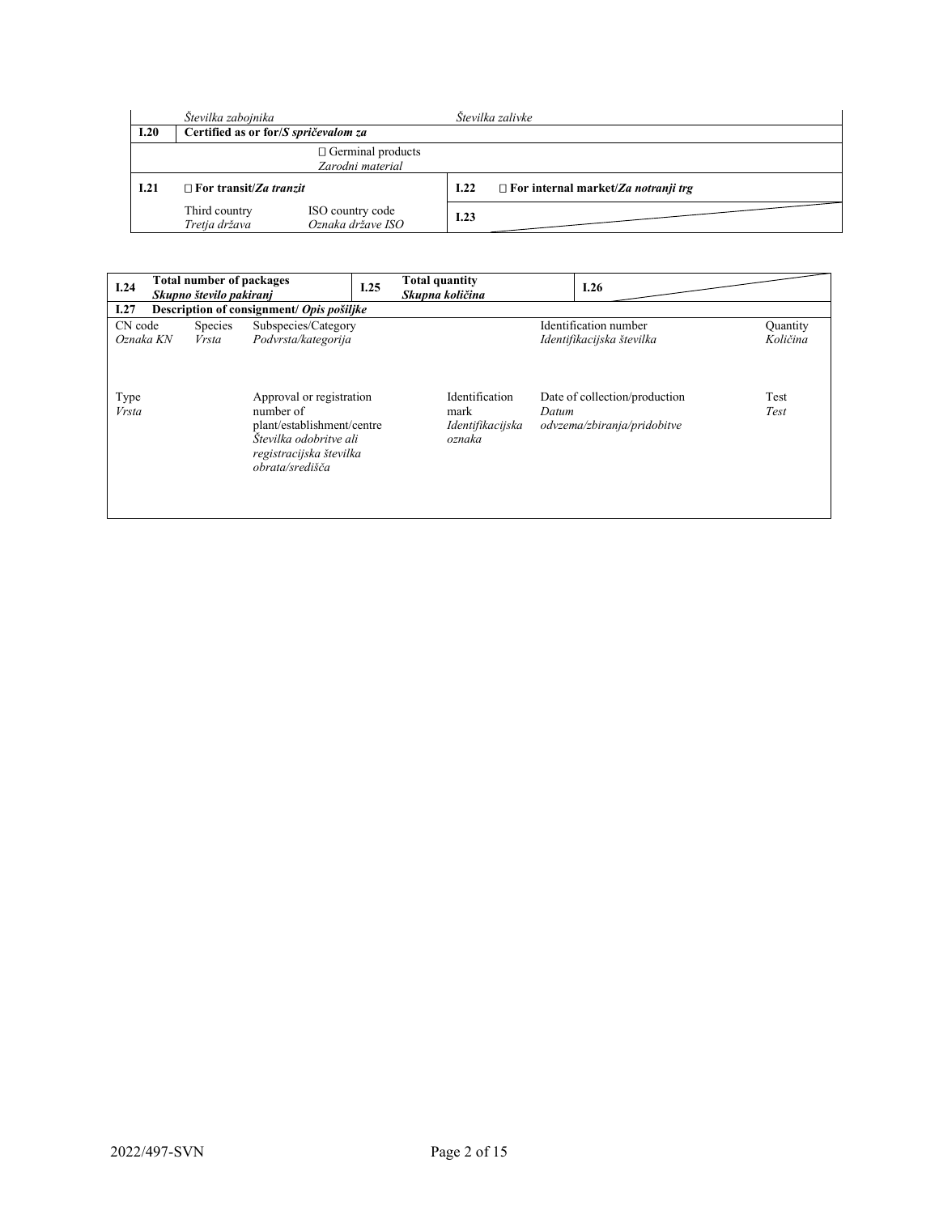| | *Številka zabojnika* | | *Številka zalivke* | |
|---|---|---|---|---|
| **I.20** | **Certified as or for/*S spričevalom za*** | | | |
| | | ☐ Germinal products<br>*Zarodni material* | | |
| **I.21** | ☐ **For transit/*Za tranzit*** | | **I.22** | ☐ **For internal market/*Za notranji trg*** |
| | Third country<br>*Tretja država* | ISO country code<br>*Oznaka države ISO* | **I.23** | |

| **I.24** | **Total number of packages**<br>***Skupno število pakiranj*** | | **I.25** | **Total quantity**<br>***Skupna količina*** | **I.26** | |
|---|---|---|---|---|---|---|
| **I.27** | **Description of consignment/ *Opis pošiljke*** | | | | | |
| CN code<br>*Oznaka KN* | Species<br>*Vrsta* | Subspecies/Category<br>*Podvrsta/kategorija* | | | Identification number<br>*Identifikacijska številka* | Quantity<br>*Količina* |
| Type<br>*Vrsta* | | Approval or registration number of plant/establishment/centre<br>*Številka odobritve ali registracijska številka obrata/središča* | | Identification mark<br>*Identifikacijska oznaka* | Date of collection/production<br>*Datum odvzema/zbiranja/pridobitve* | Test<br>*Test* |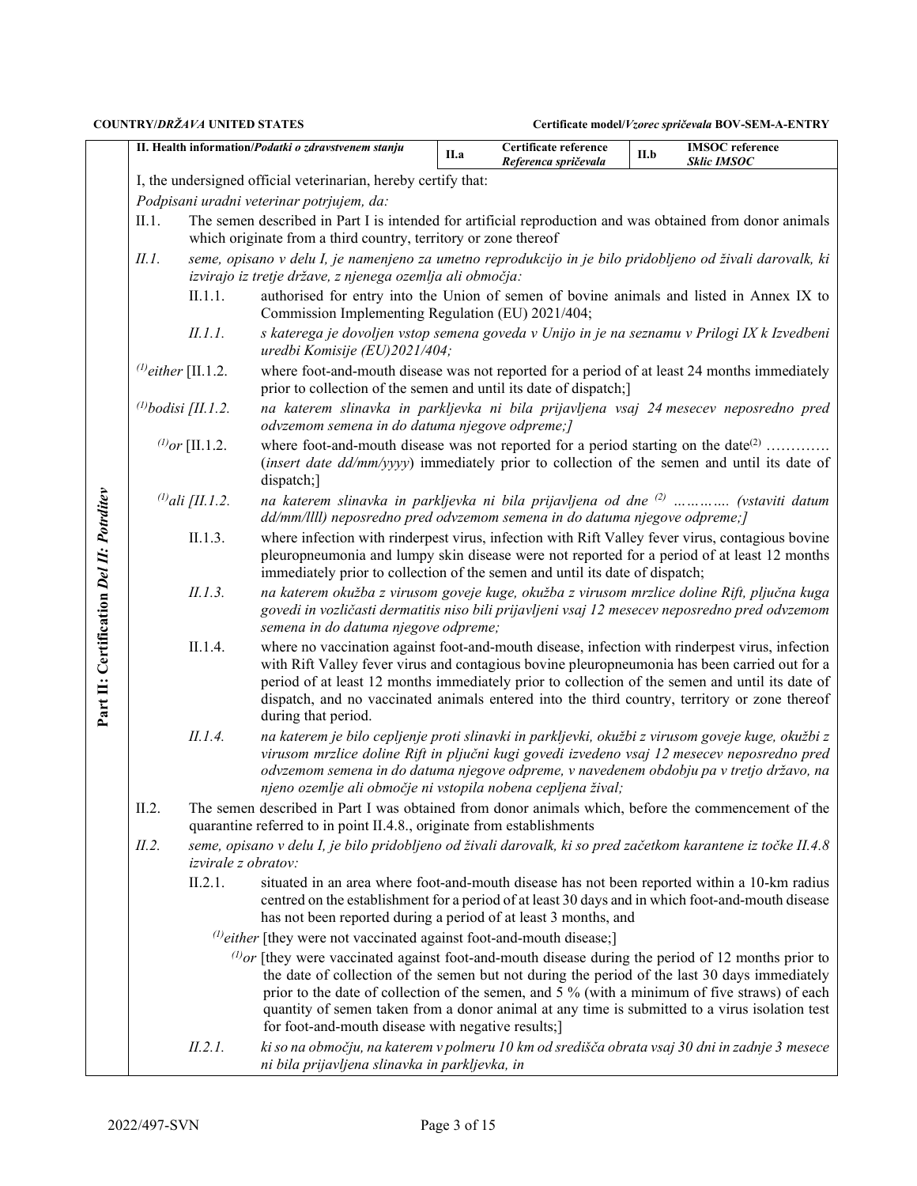**COUNTRY/*DRŽAVA* UNITED STATES** **Certificate model/*Vzorec spričevala* BOV-SEM-A-ENTRY**

Part II: Certification *Del II: Potrditev*

| II. Health information/*Podatki o zdravstvenem stanju* | II.a | Certificate reference *Referenca spričevala* | II.b | IMSOC reference *Sklic IMSOC* |
|---|---|---|---|---|

I, the undersigned official veterinarian, hereby certify that:

*Podpisani uradni veterinar potrjujem, da:*

II.1. The semen described in Part I is intended for artificial reproduction and was obtained from donor animals which originate from a third country, territory or zone thereof

*II.1. seme, opisano v delu I, je namenjeno za umetno reprodukcijo in je bilo pridobljeno od živali darovalk, ki izvirajo iz tretje države, z njenega ozemlja ali območja:*

II.1.1. authorised for entry into the Union of semen of bovine animals and listed in Annex IX to Commission Implementing Regulation (EU) 2021/404;

*II.1.1. s katerega je dovoljen vstop semena goveda v Unijo in je na seznamu v Prilogi IX k Izvedbeni uredbi Komisije (EU)2021/404;*

(1)either [II.1.2. where foot-and-mouth disease was not reported for a period of at least 24 months immediately prior to collection of the semen and until its date of dispatch;]

*(1)bodisi [II.1.2. na katerem slinavka in parkljevka ni bila prijavljena vsaj 24 mesecev neposredno pred odvzemom semena in do datuma njegove odpreme;]*

(1)or [II.1.2. where foot-and-mouth disease was not reported for a period starting on the date(2) …………. (*insert date dd/mm/yyyy*) immediately prior to collection of the semen and until its date of dispatch;]

*(1)ali [II.1.2. na katerem slinavka in parkljevka ni bila prijavljena od dne (2) ………….. (vstaviti datum dd/mm/llll) neposredno pred odvzemom semena in do datuma njegove odpreme;]*

II.1.3. where infection with rinderpest virus, infection with Rift Valley fever virus, contagious bovine pleuropneumonia and lumpy skin disease were not reported for a period of at least 12 months immediately prior to collection of the semen and until its date of dispatch;

*II.1.3. na katerem okužba z virusom goveje kuge, okužba z virusom mrzlice doline Rift, pljučna kuga govedi in vozličasti dermatitis niso bili prijavljeni vsaj 12 mesecev neposredno pred odvzemom semena in do datuma njegove odpreme;*

II.1.4. where no vaccination against foot-and-mouth disease, infection with rinderpest virus, infection with Rift Valley fever virus and contagious bovine pleuropneumonia has been carried out for a period of at least 12 months immediately prior to collection of the semen and until its date of dispatch, and no vaccinated animals entered into the third country, territory or zone thereof during that period.

*II.1.4. na katerem je bilo cepljenje proti slinavki in parkljevki, okužbi z virusom goveje kuge, okužbi z virusom mrzlice doline Rift in pljučni kugi govedi izvedeno vsaj 12 mesecev neposredno pred odvzemom semena in do datuma njegove odpreme, v navedenem obdobju pa v tretjo državo, na njeno ozemlje ali območje ni vstopila nobena cepljena žival;*

II.2. The semen described in Part I was obtained from donor animals which, before the commencement of the quarantine referred to in point II.4.8., originate from establishments

*II.2. seme, opisano v delu I, je bilo pridobljeno od živali darovalk, ki so pred začetkom karantene iz točke II.4.8 izvirale z obratov:*

II.2.1. situated in an area where foot-and-mouth disease has not been reported within a 10-km radius centred on the establishment for a period of at least 30 days and in which foot-and-mouth disease has not been reported during a period of at least 3 months, and

(1)either [they were not vaccinated against foot-and-mouth disease;]

(1)or [they were vaccinated against foot-and-mouth disease during the period of 12 months prior to the date of collection of the semen but not during the period of the last 30 days immediately prior to the date of collection of the semen, and 5 % (with a minimum of five straws) of each quantity of semen taken from a donor animal at any time is submitted to a virus isolation test for foot-and-mouth disease with negative results;]

*II.2.1. ki so na območju, na katerem v polmeru 10 km od središča obrata vsaj 30 dni in zadnje 3 mesece ni bila prijavljena slinavka in parkljevka, in*

2022/497-SVN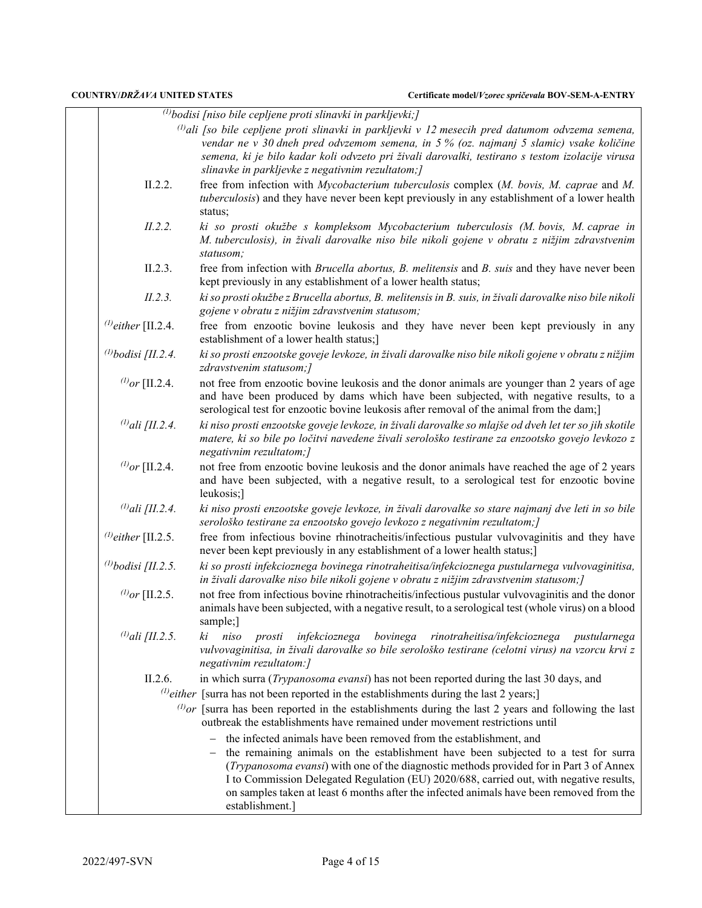[(1)bodisi [niso bile cepljene proti slinavki in parkljevki;]

(1)ali [so bile cepljene proti slinavki in parkljevki v 12 mesecih pred datumom odvzema semena, vendar ne v 30 dneh pred odvzemom semena, in 5 % (oz. najmanj 5 slamic) vsake količine semena, ki je bilo kadar koli odvzeto pri živali darovalki, testirano s testom izolacije virusa slinavke in parkljevke z negativnim rezultatom;]

II.2.2. free from infection with *Mycobacterium tuberculosis* complex (*M. bovis, M. caprae* and *M. tuberculosis*) and they have never been kept previously in any establishment of a lower health status;

*II.2.2. ki so prosti okužbe s kompleksom Mycobacterium tuberculosis (M. bovis, M. caprae in M. tuberculosis), in živali darovalke niso bile nikoli gojene v obratu z nižjim zdravstvenim statusom;*

II.2.3. free from infection with *Brucella abortus, B. melitensis* and *B. suis* and they have never been kept previously in any establishment of a lower health status;

*II.2.3. ki so prosti okužbe z Brucella abortus, B. melitensis in B. suis, in živali darovalke niso bile nikoli gojene v obratu z nižjim zdravstvenim statusom;*

(1)either [II.2.4. free from enzootic bovine leukosis and they have never been kept previously in any establishment of a lower health status;]

*(1)bodisi [II.2.4. ki so prosti enzootske goveje levkoze, in živali darovalke niso bile nikoli gojene v obratu z nižjim zdravstvenim statusom;]*

(1)or [II.2.4. not free from enzootic bovine leukosis and the donor animals are younger than 2 years of age and have been produced by dams which have been subjected, with negative results, to a serological test for enzootic bovine leukosis after removal of the animal from the dam;]

*(1)ali [II.2.4. ki niso prosti enzootske goveje levkoze, in živali darovalke so mlajše od dveh let ter so jih skotile matere, ki so bile po ločitvi navedene živali serološko testirane za enzootsko govejo levkozo z negativnim rezultatom;]*

(1)or [II.2.4. not free from enzootic bovine leukosis and the donor animals have reached the age of 2 years and have been subjected, with a negative result, to a serological test for enzootic bovine leukosis;]

*(1)ali [II.2.4. ki niso prosti enzootske goveje levkoze, in živali darovalke so stare najmanj dve leti in so bile serološko testirane za enzootsko govejo levkozo z negativnim rezultatom;]*

(1)either [II.2.5. free from infectious bovine rhinotracheitis/infectious pustular vulvovaginitis and they have never been kept previously in any establishment of a lower health status;]

*(1)bodisi [II.2.5. ki so prosti infekcioznega bovinega rinotraheitisa/infekcioznega pustularnega vulvovaginitisa, in živali darovalke niso bile nikoli gojene v obratu z nižjim zdravstvenim statusom;]*

(1)or [II.2.5. not free from infectious bovine rhinotracheitis/infectious pustular vulvovaginitis and the donor animals have been subjected, with a negative result, to a serological test (whole virus) on a blood sample;]

*(1)ali [II.2.5. ki niso prosti infekcioznega bovinega rinotraheitisa/infekcioznega pustularnega vulvovaginitisa, in živali darovalke so bile serološko testirane (celotni virus) na vzorcu krvi z negativnim rezultatom:]*

II.2.6. in which surra (*Trypanosoma evansi*) has not been reported during the last 30 days, and

(1)either [surra has not been reported in the establishments during the last 2 years;]

(1)or [surra has been reported in the establishments during the last 2 years and following the last outbreak the establishments have remained under movement restrictions until

- the infected animals have been removed from the establishment, and
- the remaining animals on the establishment have been subjected to a test for surra (*Trypanosoma evansi*) with one of the diagnostic methods provided for in Part 3 of Annex I to Commission Delegated Regulation (EU) 2020/688, carried out, with negative results, on samples taken at least 6 months after the infected animals have been removed from the establishment.]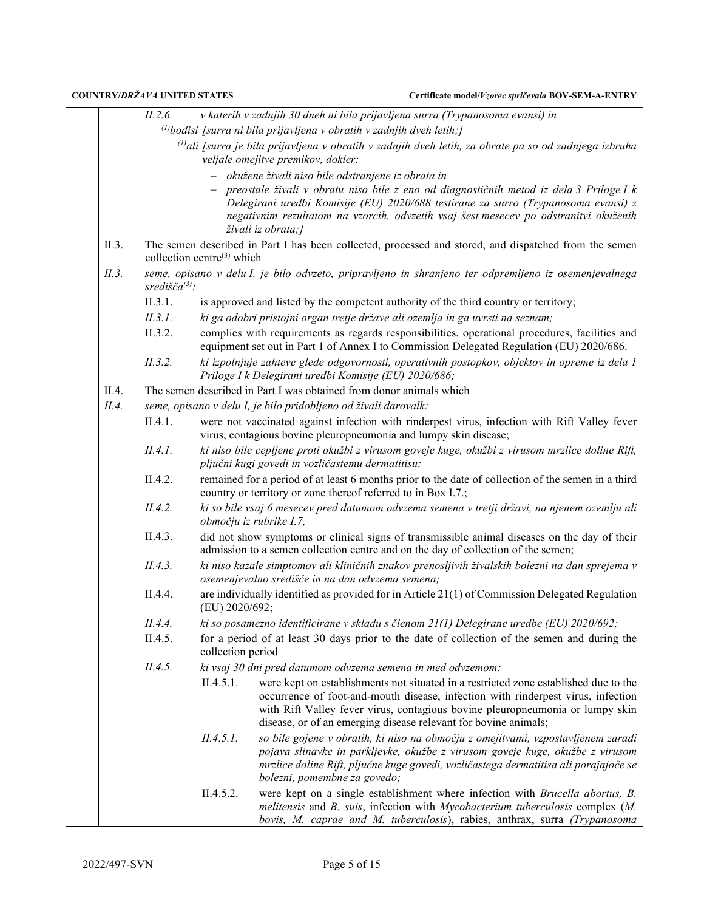*II.2.6.* *v katerih v zadnjih 30 dneh ni bila prijavljena surra (Trypanosoma evansi) in*

*[1]bodisi [surra ni bila prijavljena v obratih v zadnjih dveh letih;]*

*[1]ali [surra je bila prijavljena v obratih v zadnjih dveh letih, za obrate pa so od zadnjega izbruha veljale omejitve premikov, dokler:*

- *okužene živali niso bile odstranjene iz obrata in*
- *preostale živali v obratu niso bile z eno od diagnostičnih metod iz dela 3 Priloge I k Delegirani uredbi Komisije (EU) 2020/688 testirane za surro (Trypanosoma evansi) z negativnim rezultatom na vzorcih, odvzetih vsaj šest mesecev po odstranitvi okuženih živali iz obrata;]*

II.3. The semen described in Part I has been collected, processed and stored, and dispatched from the semen collection centre[3] which

*II.3. seme, opisano v delu I, je bilo odvzeto, pripravljeno in shranjeno ter odpremljeno iz osemenjevalnega središča[3]:*

II.3.1. is approved and listed by the competent authority of the third country or territory;

*II.3.1. ki ga odobri pristojni organ tretje države ali ozemlja in ga uvrsti na seznam;*

II.3.2. complies with requirements as regards responsibilities, operational procedures, facilities and equipment set out in Part 1 of Annex I to Commission Delegated Regulation (EU) 2020/686.

*II.3.2. ki izpolnjuje zahteve glede odgovornosti, operativnih postopkov, objektov in opreme iz dela 1 Priloge I k Delegirani uredbi Komisije (EU) 2020/686;*

II.4. The semen described in Part I was obtained from donor animals which

*II.4. seme, opisano v delu I, je bilo pridobljeno od živali darovalk:*

II.4.1. were not vaccinated against infection with rinderpest virus, infection with Rift Valley fever virus, contagious bovine pleuropneumonia and lumpy skin disease;

*II.4.1. ki niso bile cepljene proti okužbi z virusom goveje kuge, okužbi z virusom mrzlice doline Rift, pljučni kugi goveda in vozličastemu dermatitisu;*

II.4.2. remained for a period of at least 6 months prior to the date of collection of the semen in a third country or territory or zone thereof referred to in Box I.7.;

*II.4.2. ki so bile vsaj 6 mesecev pred datumom odvzema semena v tretji državi, na njenem ozemlju ali območju iz rubrike I.7;*

II.4.3. did not show symptoms or clinical signs of transmissible animal diseases on the day of their admission to a semen collection centre and on the day of collection of the semen;

*II.4.3. ki niso kazale simptomov ali kliničnih znakov prenosljivih živalskih bolezni na dan sprejema v osemenjevalno središče in na dan odvzema semena;*

II.4.4. are individually identified as provided for in Article 21(1) of Commission Delegated Regulation (EU) 2020/692;

*II.4.4. ki so posamezno identificirane v skladu s členom 21(1) Delegirane uredbe (EU) 2020/692;*

II.4.5. for a period of at least 30 days prior to the date of collection of the semen and during the collection period

*II.4.5. ki vsaj 30 dni pred datumom odvzema semena in med odvzemom:*

II.4.5.1. were kept on establishments not situated in a restricted zone established due to the occurrence of foot-and-mouth disease, infection with rinderpest virus, infection with Rift Valley fever virus, contagious bovine pleuropneumonia or lumpy skin disease, or of an emerging disease relevant for bovine animals;

*II.4.5.1. so bile gojene v obratih, ki niso na območju z omejitvami, vzpostavljenem zaradi pojava slinavke in parkljevke, okužbe z virusom goveje kuge, okužbe z virusom mrzlice doline Rift, pljučne kuge goveda, vozličastega dermatitisa ali porajajoče se bolezni, pomembne za govedo;*

II.4.5.2. were kept on a single establishment where infection with *Brucella abortus, B. melitensis* and *B. suis*, infection with *Mycobacterium tuberculosis* complex (*M. bovis, M. caprae and M. tuberculosis*), rabies, anthrax, surra *(Trypanosoma*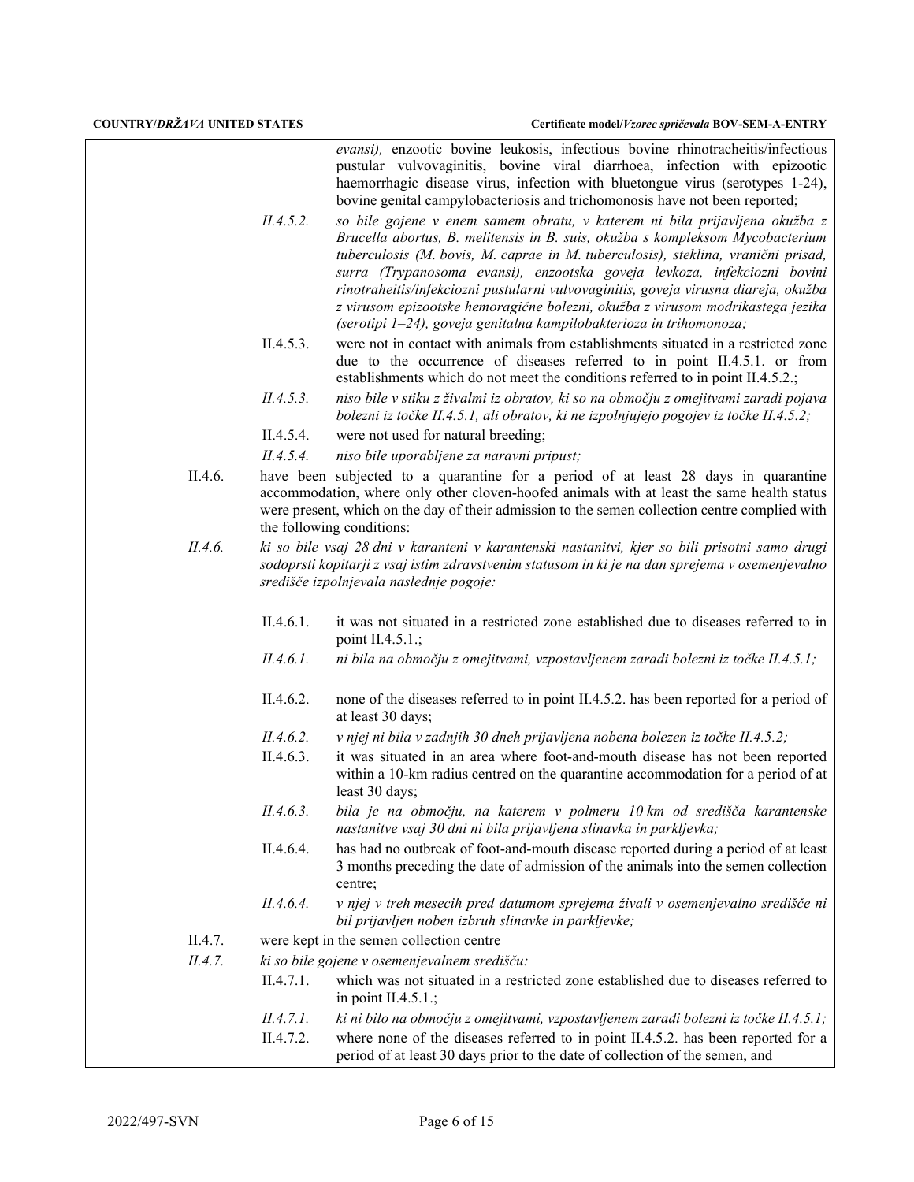evansi), enzootic bovine leukosis, infectious bovine rhinotracheitis/infectious pustular vulvovaginitis, bovine viral diarrhoea, infection with epizootic haemorrhagic disease virus, infection with bluetongue virus (serotypes 1-24), bovine genital campylobacteriosis and trichomonosis have not been reported;

*II.4.5.2. so bile gojene v enem samem obratu, v katerem ni bila prijavljena okužba z Brucella abortus, B. melitensis in B. suis, okužba s kompleksom Mycobacterium tuberculosis (M. bovis, M. caprae in M. tuberculosis), steklina, vranični prisad, surra (Trypanosoma evansi), enzootska goveja levkoza, infekciozni bovini rinotraheitis/infekciozni pustularni vulvovaginitis, goveja virusna diareja, okužba z virusom epizootske hemoragične bolezni, okužba z virusom modrikastega jezika (serotipi 1–24), goveja genitalna kampilobakterioza in trihomonoza;*

II.4.5.3. were not in contact with animals from establishments situated in a restricted zone due to the occurrence of diseases referred to in point II.4.5.1. or from establishments which do not meet the conditions referred to in point II.4.5.2.;

*II.4.5.3. niso bile v stiku z živalmi iz obratov, ki so na območju z omejitvami zaradi pojava bolezni iz točke II.4.5.1, ali obratov, ki ne izpolnjujejo pogojev iz točke II.4.5.2;*

II.4.5.4. were not used for natural breeding;

*II.4.5.4. niso bile uporabljene za naravni pripust;*

II.4.6. have been subjected to a quarantine for a period of at least 28 days in quarantine accommodation, where only other cloven-hoofed animals with at least the same health status were present, which on the day of their admission to the semen collection centre complied with the following conditions:

*II.4.6. ki so bile vsaj 28 dni v karanteni v karantenski nastanitvi, kjer so bili prisotni samo drugi sodoprsti kopitarji z vsaj istim zdravstvenim statusom in ki je na dan sprejema v osemenjevalno središče izpolnjevala naslednje pogoje:*

II.4.6.1. it was not situated in a restricted zone established due to diseases referred to in point II.4.5.1.;

*II.4.6.1. ni bila na območju z omejitvami, vzpostavljenem zaradi bolezni iz točke II.4.5.1;*

II.4.6.2. none of the diseases referred to in point II.4.5.2. has been reported for a period of at least 30 days;

*II.4.6.2. v njej ni bila v zadnjih 30 dneh prijavljena nobena bolezen iz točke II.4.5.2;*

II.4.6.3. it was situated in an area where foot-and-mouth disease has not been reported within a 10-km radius centred on the quarantine accommodation for a period of at least 30 days;

*II.4.6.3. bila je na območju, na katerem v polmeru 10 km od središča karantenske nastanitve vsaj 30 dni ni bila prijavljena slinavka in parkljevka;*

II.4.6.4. has had no outbreak of foot-and-mouth disease reported during a period of at least 3 months preceding the date of admission of the animals into the semen collection centre;

*II.4.6.4. v njej v treh mesecih pred datumom sprejema živali v osemenjevalno središče ni bil prijavljen noben izbruh slinavke in parkljevke;*

II.4.7. were kept in the semen collection centre

*II.4.7. ki so bile gojene v osemenjevalnem središču:*

II.4.7.1. which was not situated in a restricted zone established due to diseases referred to in point II.4.5.1.;

*II.4.7.1. ki ni bilo na območju z omejitvami, vzpostavljenem zaradi bolezni iz točke II.4.5.1;*

II.4.7.2. where none of the diseases referred to in point II.4.5.2. has been reported for a period of at least 30 days prior to the date of collection of the semen, and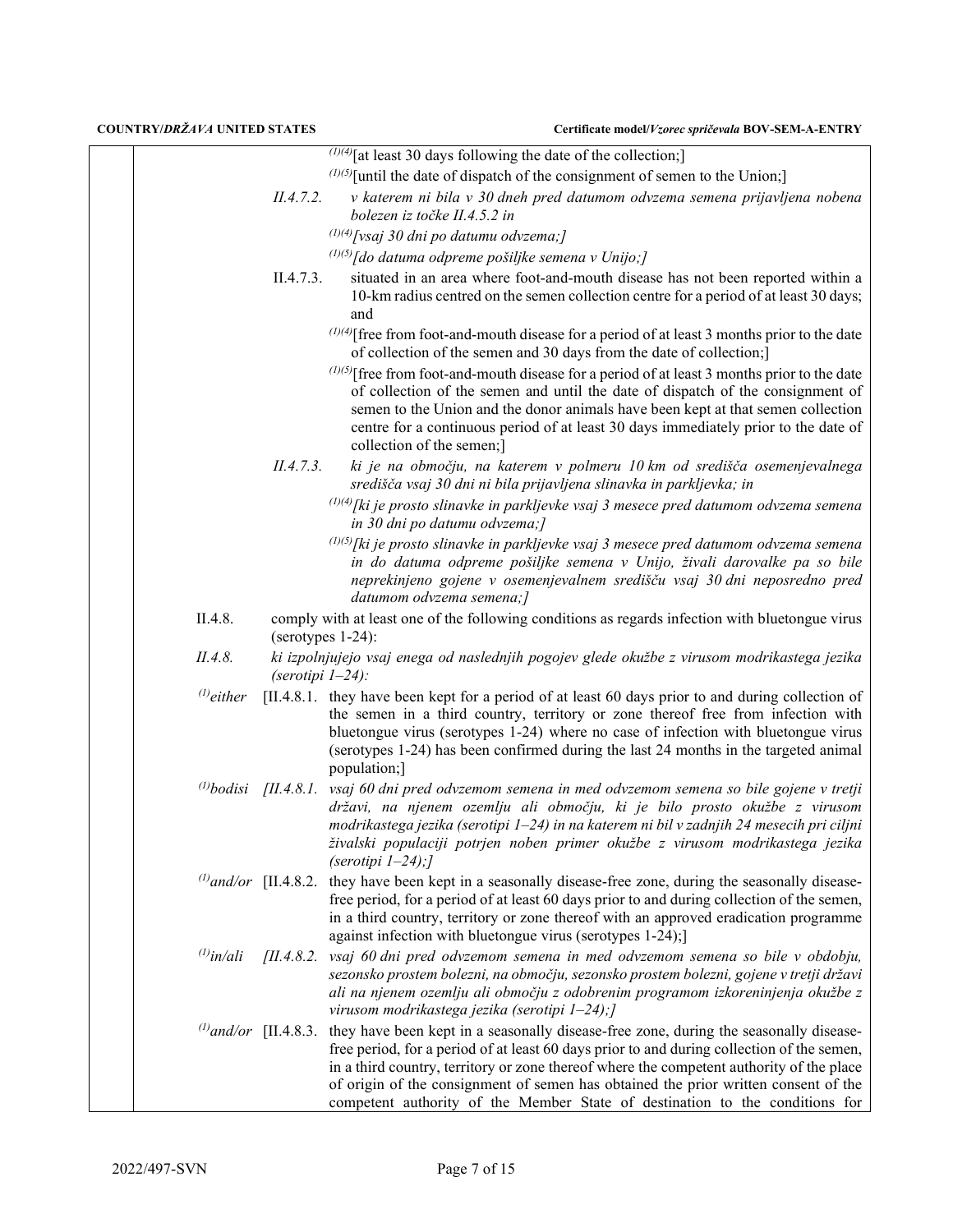(1)(4)[at least 30 days following the date of the collection;]

(1)(5)[until the date of dispatch of the consignment of semen to the Union;]

*II.4.7.2. v katerem ni bila v 30 dneh pred datumom odvzema semena prijavljena nobena bolezen iz točke II.4.5.2 in*

*(1)(4)[vsaj 30 dni po datumu odvzema;]*

*(1)(5)[do datuma odpreme pošiljke semena v Unijo;]*

II.4.7.3. situated in an area where foot-and-mouth disease has not been reported within a 10-km radius centred on the semen collection centre for a period of at least 30 days; and

(1)(4)[free from foot-and-mouth disease for a period of at least 3 months prior to the date of collection of the semen and 30 days from the date of collection;]

(1)(5)[free from foot-and-mouth disease for a period of at least 3 months prior to the date of collection of the semen and until the date of dispatch of the consignment of semen to the Union and the donor animals have been kept at that semen collection centre for a continuous period of at least 30 days immediately prior to the date of collection of the semen;]

*II.4.7.3. ki je na območju, na katerem v polmeru 10 km od središča osemenjevalnega središča vsaj 30 dni ni bila prijavljena slinavka in parkljevka; in*

*(1)(4)[ki je prosto slinavke in parkljevke vsaj 3 mesece pred datumom odvzema semena in 30 dni po datumu odvzema;]*

*(1)(5)[ki je prosto slinavke in parkljevke vsaj 3 mesece pred datumom odvzema semena in do datuma odpreme pošiljke semena v Unijo, živali darovalke pa so bile neprekinjeno gojene v osemenjevalnem središču vsaj 30 dni neposredno pred datumom odvzema semena;]*

II.4.8. comply with at least one of the following conditions as regards infection with bluetongue virus (serotypes 1-24):

*II.4.8. ki izpolnjujejo vsaj enega od naslednjih pogojev glede okužbe z virusom modrikastega jezika (serotipi 1–24):*

(1)either [II.4.8.1. they have been kept for a period of at least 60 days prior to and during collection of the semen in a third country, territory or zone thereof free from infection with bluetongue virus (serotypes 1-24) where no case of infection with bluetongue virus (serotypes 1-24) has been confirmed during the last 24 months in the targeted animal population;]

*(1)bodisi [II.4.8.1. vsaj 60 dni pred odvzemom semena in med odvzemom semena so bile gojene v tretji državi, na njenem ozemlju ali območju, ki je bilo prosto okužbe z virusom modrikastega jezika (serotipi 1–24) in na katerem ni bil v zadnjih 24 mesecih pri ciljni živalski populaciji potrjen noben primer okužbe z virusom modrikastega jezika (serotipi 1–24);]*

(1)and/or [II.4.8.2. they have been kept in a seasonally disease-free zone, during the seasonally disease-free period, for a period of at least 60 days prior to and during collection of the semen, in a third country, territory or zone thereof with an approved eradication programme against infection with bluetongue virus (serotypes 1-24);]

*(1)in/ali [II.4.8.2. vsaj 60 dni pred odvzemom semena in med odvzemom semena so bile v obdobju, sezonsko prostem bolezni, na območju, sezonsko prostem bolezni, gojene v tretji državi ali na njenem ozemlju ali območju z odobrenim programom izkoreninjenja okužbe z virusom modrikastega jezika (serotipi 1–24);]*

(1)and/or [II.4.8.3. they have been kept in a seasonally disease-free zone, during the seasonally disease-free period, for a period of at least 60 days prior to and during collection of the semen, in a third country, territory or zone thereof where the competent authority of the place of origin of the consignment of semen has obtained the prior written consent of the competent authority of the Member State of destination to the conditions for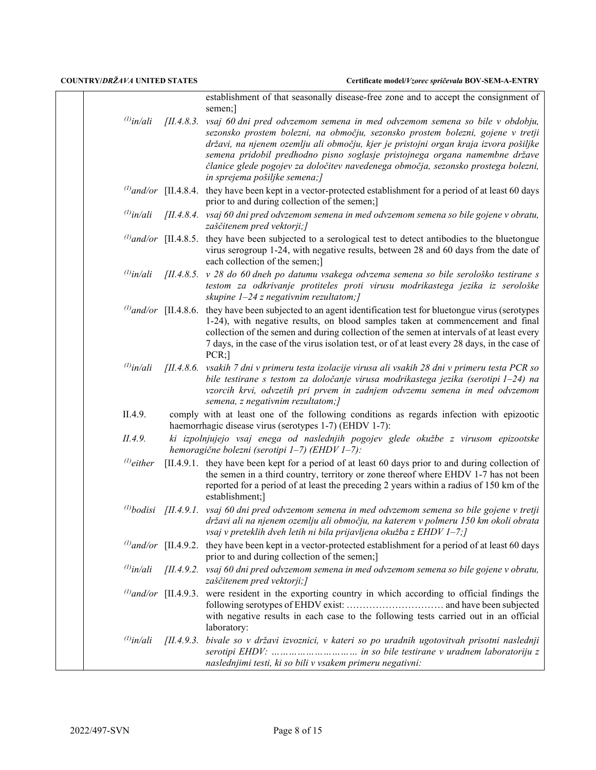establishment of that seasonally disease-free zone and to accept the consignment of semen;]

[1]*in/ali* *[II.4.8.3. vsaj 60 dni pred odvzemom semena in med odvzemom semena so bile v obdobju, sezonsko prostem bolezni, na območju, sezonsko prostem bolezni, gojene v tretji državi, na njenem ozemlju ali območju, kjer je pristojni organ kraja izvora pošiljke semena pridobil predhodno pisno soglasje pristojnega organa namembne države članice glede pogojev za določitev navedenega območja, sezonsko prostega bolezni, in sprejema pošiljke semena;]*

[1]*and/or* [II.4.8.4. they have been kept in a vector-protected establishment for a period of at least 60 days prior to and during collection of the semen;]

[1]*in/ali* *[II.4.8.4. vsaj 60 dni pred odvzemom semena in med odvzemom semena so bile gojene v obratu, zaščitenem pred vektorji;]*

[1]*and/or* [II.4.8.5. they have been subjected to a serological test to detect antibodies to the bluetongue virus serogroup 1-24, with negative results, between 28 and 60 days from the date of each collection of the semen;]

[1]*in/ali* *[II.4.8.5. v 28 do 60 dneh po datumu vsakega odvzema semena so bile serološko testirane s testom za odkrivanje protiteles proti virusu modrikastega jezika iz serološke skupine 1–24 z negativnim rezultatom;]*

[1]*and/or* [II.4.8.6. they have been subjected to an agent identification test for bluetongue virus (serotypes 1-24), with negative results, on blood samples taken at commencement and final collection of the semen and during collection of the semen at intervals of at least every 7 days, in the case of the virus isolation test, or of at least every 28 days, in the case of PCR;]

[1]*in/ali* *[II.4.8.6. vsakih 7 dni v primeru testa izolacije virusa ali vsakih 28 dni v primeru testa PCR so bile testirane s testom za določanje virusa modrikastega jezika (serotipi 1–24) na vzorcih krvi, odvzetih pri prvem in zadnjem odvzemu semena in med odvzemom semena, z negativnim rezultatom;]*

II.4.9. comply with at least one of the following conditions as regards infection with epizootic haemorrhagic disease virus (serotypes 1-7) (EHDV 1-7):

*II.4.9. ki izpolnjujejo vsaj enega od naslednjih pogojev glede okužbe z virusom epizootske hemoragične bolezni (serotipi 1–7) (EHDV 1–7):*

[1]*either* [II.4.9.1. they have been kept for a period of at least 60 days prior to and during collection of the semen in a third country, territory or zone thereof where EHDV 1-7 has not been reported for a period of at least the preceding 2 years within a radius of 150 km of the establishment;]

[1]*bodisi* *[II.4.9.1. vsaj 60 dni pred odvzemom semena in med odvzemom semena so bile gojene v tretji državi ali na njenem ozemlju ali območju, na katerem v polmeru 150 km okoli obrata vsaj v preteklih dveh letih ni bila prijavljena okužba z EHDV 1–7;]*

[1]*and/or* [II.4.9.2. they have been kept in a vector-protected establishment for a period of at least 60 days prior to and during collection of the semen;]

[1]*in/ali* *[II.4.9.2. vsaj 60 dni pred odvzemom semena in med odvzemom semena so bile gojene v obratu, zaščitenem pred vektorji;]*

[1]*and/or* [II.4.9.3. were resident in the exporting country in which according to official findings the following serotypes of EHDV exist: ………………………… and have been subjected with negative results in each case to the following tests carried out in an official laboratory:

[1]*in/ali* *[II.4.9.3. bivale so v državi izvoznici, v kateri so po uradnih ugotovitvah prisotni naslednji serotipi EHDV: ………………………… in so bile testirane v uradnem laboratoriju z naslednjimi testi, ki so bili v vsakem primeru negativni:*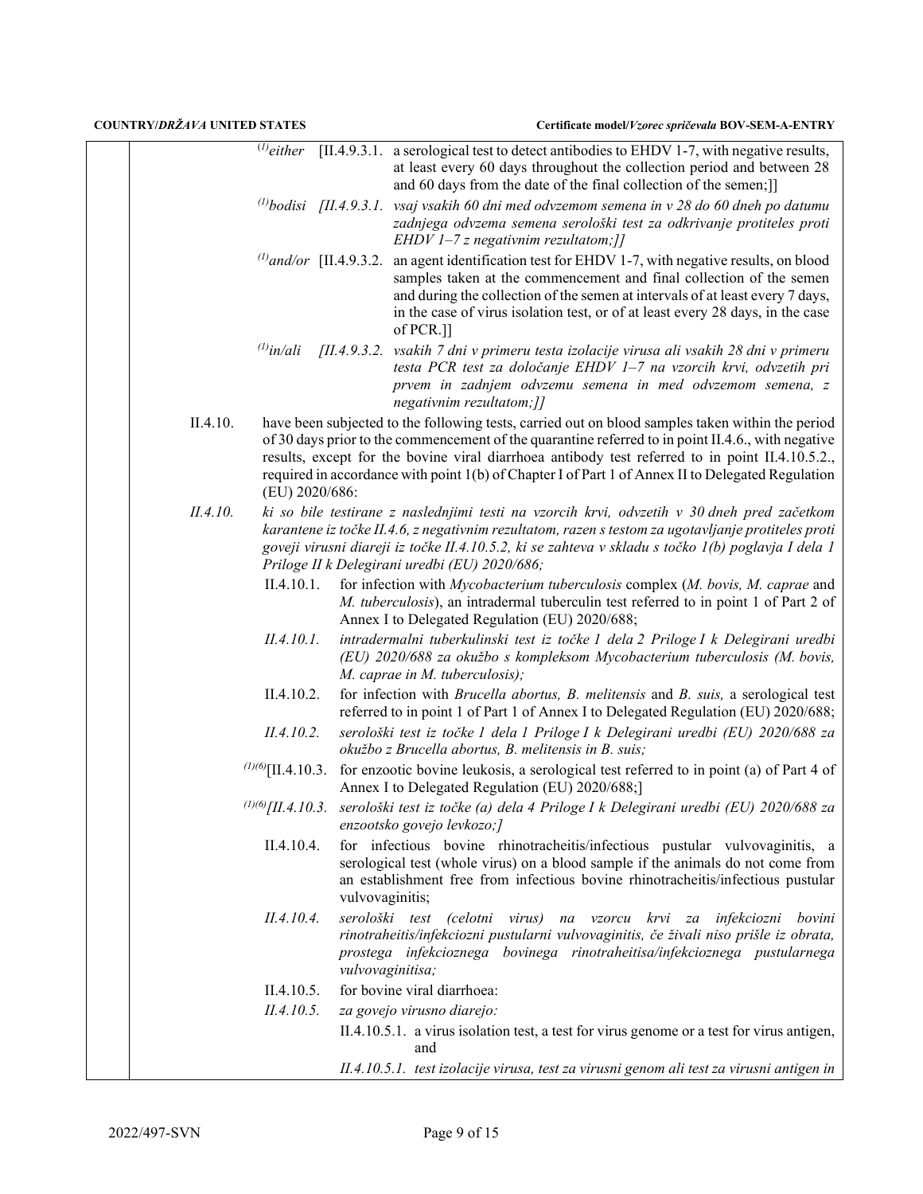[(1)either [II.4.9.3.1. a serological test to detect antibodies to EHDV 1-7, with negative results, at least every 60 days throughout the collection period and between 28 and 60 days from the date of the final collection of the semen;]]

*[(1)bodisi [II.4.9.3.1. vsaj vsakih 60 dni med odvzemom semena in v 28 do 60 dneh po datumu zadnjega odvzema semena serološki test za odkrivanje protiteles proti EHDV 1–7 z negativnim rezultatom;]]*

[(1)and/or [II.4.9.3.2. an agent identification test for EHDV 1-7, with negative results, on blood samples taken at the commencement and final collection of the semen and during the collection of the semen at intervals of at least every 7 days, in the case of virus isolation test, or of at least every 28 days, in the case of PCR.]]

*[(1)in/ali [II.4.9.3.2. vsakih 7 dni v primeru testa izolacije virusa ali vsakih 28 dni v primeru testa PCR test za določanje EHDV 1–7 na vzorcih krvi, odvzetih pri prvem in zadnjem odvzemu semena in med odvzemom semena, z negativnim rezultatom;]]*

II.4.10. have been subjected to the following tests, carried out on blood samples taken within the period of 30 days prior to the commencement of the quarantine referred to in point II.4.6., with negative results, except for the bovine viral diarrhoea antibody test referred to in point II.4.10.5.2., required in accordance with point 1(b) of Chapter I of Part 1 of Annex II to Delegated Regulation (EU) 2020/686:

*II.4.10. ki so bile testirane z naslednjimi testi na vzorcih krvi, odvzetih v 30 dneh pred začetkom karantene iz točke II.4.6, z negativnim rezultatom, razen s testom za ugotavljanje protiteles proti goveji virusni diareji iz točke II.4.10.5.2, ki se zahteva v skladu s točko 1(b) poglavja I dela 1 Priloge II k Delegirani uredbi (EU) 2020/686;*

II.4.10.1. for infection with *Mycobacterium tuberculosis* complex (*M. bovis, M. caprae* and *M. tuberculosis*), an intradermal tuberculin test referred to in point 1 of Part 2 of Annex I to Delegated Regulation (EU) 2020/688;

*II.4.10.1. intradermalni tuberkulinski test iz točke 1 dela 2 Priloge I k Delegirani uredbi (EU) 2020/688 za okužbo s kompleksom Mycobacterium tuberculosis (M. bovis, M. caprae in M. tuberculosis);*

II.4.10.2. for infection with *Brucella abortus, B. melitensis* and *B. suis,* a serological test referred to in point 1 of Part 1 of Annex I to Delegated Regulation (EU) 2020/688;

*II.4.10.2. serološki test iz točke 1 dela 1 Priloge I k Delegirani uredbi (EU) 2020/688 za okužbo z Brucella abortus, B. melitensis in B. suis;*

(1)(6)[II.4.10.3. for enzootic bovine leukosis, a serological test referred to in point (a) of Part 4 of Annex I to Delegated Regulation (EU) 2020/688;]

*(1)(6)[II.4.10.3. serološki test iz točke (a) dela 4 Priloge I k Delegirani uredbi (EU) 2020/688 za enzootsko govejo levkozo;]*

II.4.10.4. for infectious bovine rhinotracheitis/infectious pustular vulvovaginitis, a serological test (whole virus) on a blood sample if the animals do not come from an establishment free from infectious bovine rhinotracheitis/infectious pustular vulvovaginitis;

*II.4.10.4. serološki test (celotni virus) na vzorcu krvi za infekciozni bovini rinotraheitis/infekciozni pustularni vulvovaginitis, če živali niso prišle iz obrata, prostega infekcioznega bovinega rinotraheitisa/infekcioznega pustularnega vulvovaginitisa;*

II.4.10.5. for bovine viral diarrhoea:

*II.4.10.5. za govejo virusno diarejo:*

II.4.10.5.1. a virus isolation test, a test for virus genome or a test for virus antigen, and

*II.4.10.5.1. test izolacije virusa, test za virusni genom ali test za virusni antigen in*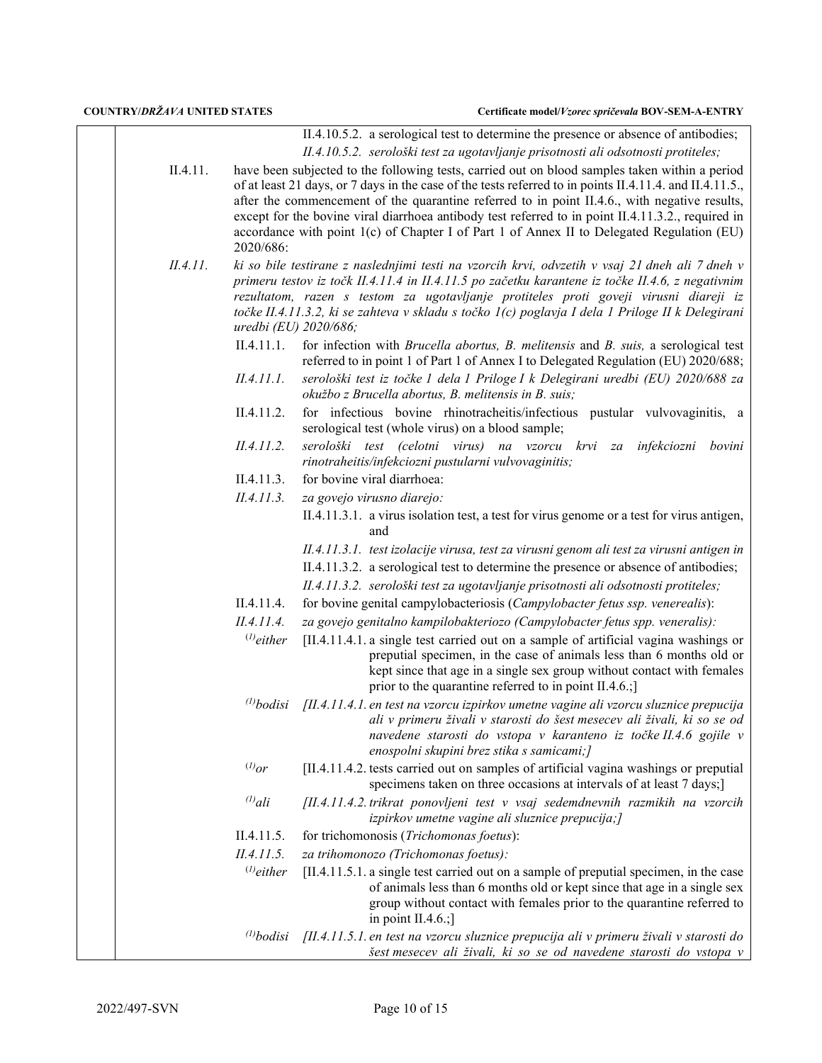II.4.10.5.2. a serological test to determine the presence or absence of antibodies;

*II.4.10.5.2. serološki test za ugotavljanje prisotnosti ali odsotnosti protiteles;*

II.4.11. have been subjected to the following tests, carried out on blood samples taken within a period of at least 21 days, or 7 days in the case of the tests referred to in points II.4.11.4. and II.4.11.5., after the commencement of the quarantine referred to in point II.4.6., with negative results, except for the bovine viral diarrhoea antibody test referred to in point II.4.11.3.2., required in accordance with point 1(c) of Chapter I of Part 1 of Annex II to Delegated Regulation (EU) 2020/686:

*II.4.11. ki so bile testirane z naslednjimi testi na vzorcih krvi, odvzetih v vsaj 21 dneh ali 7 dneh v primeru testov iz točk II.4.11.4 in II.4.11.5 po začetku karantene iz točke II.4.6, z negativnim rezultatom, razen s testom za ugotavljanje protiteles proti goveji virusni diareji iz točke II.4.11.3.2, ki se zahteva v skladu s točko 1(c) poglavja I dela 1 Priloge II k Delegirani uredbi (EU) 2020/686;*

II.4.11.1. for infection with *Brucella abortus, B. melitensis* and *B. suis,* a serological test referred to in point 1 of Part 1 of Annex I to Delegated Regulation (EU) 2020/688;

*II.4.11.1. serološki test iz točke 1 dela 1 Priloge I k Delegirani uredbi (EU) 2020/688 za okužbo z Brucella abortus, B. melitensis in B. suis;*

II.4.11.2. for infectious bovine rhinotracheitis/infectious pustular vulvovaginitis, a serological test (whole virus) on a blood sample;

*II.4.11.2. serološki test (celotni virus) na vzorcu krvi za infekciozni bovini rinotraheitis/infekciozni pustularni vulvovaginitis;*

II.4.11.3. for bovine viral diarrhoea:

*II.4.11.3. za govejo virusno diarejo:*

II.4.11.3.1. a virus isolation test, a test for virus genome or a test for virus antigen, and

*II.4.11.3.1. test izolacije virusa, test za virusni genom ali test za virusni antigen in*

II.4.11.3.2. a serological test to determine the presence or absence of antibodies;

*II.4.11.3.2. serološki test za ugotavljanje prisotnosti ali odsotnosti protiteles;*

II.4.11.4. for bovine genital campylobacteriosis (*Campylobacter fetus ssp. venerealis*):

*II.4.11.4. za govejo genitalno kampilobakteriozo (Campylobacter fetus spp. veneralis):*

[(1)]*either* [II.4.11.4.1. a single test carried out on a sample of artificial vagina washings or preputial specimen, in the case of animals less than 6 months old or kept since that age in a single sex group without contact with females prior to the quarantine referred to in point II.4.6.;]

[(1)]*bodisi* *[II.4.11.4.1. en test na vzorcu izpirkov umetne vagine ali vzorcu sluznice prepucija ali v primeru živali v starosti do šest mesecev ali živali, ki so se od navedene starosti do vstopa v karanteno iz točke II.4.6 gojile v enospolni skupini brez stika s samicami;]*

[(1)]*or* [II.4.11.4.2. tests carried out on samples of artificial vagina washings or preputial specimens taken on three occasions at intervals of at least 7 days;]

[(1)]*ali* *[II.4.11.4.2. trikrat ponovljeni test v vsaj sedemdnevnih razmikih na vzorcih izpirkov umetne vagine ali sluznice prepucija;]*

II.4.11.5. for trichomonosis (*Trichomonas foetus*):

*II.4.11.5. za trihomonozo (Trichomonas foetus):*

[(1)]*either* [II.4.11.5.1. a single test carried out on a sample of preputial specimen, in the case of animals less than 6 months old or kept since that age in a single sex group without contact with females prior to the quarantine referred to in point II.4.6.;]

[(1)]*bodisi* *[II.4.11.5.1. en test na vzorcu sluznice prepucija ali v primeru živali v starosti do šest mesecev ali živali, ki so se od navedene starosti do vstopa v*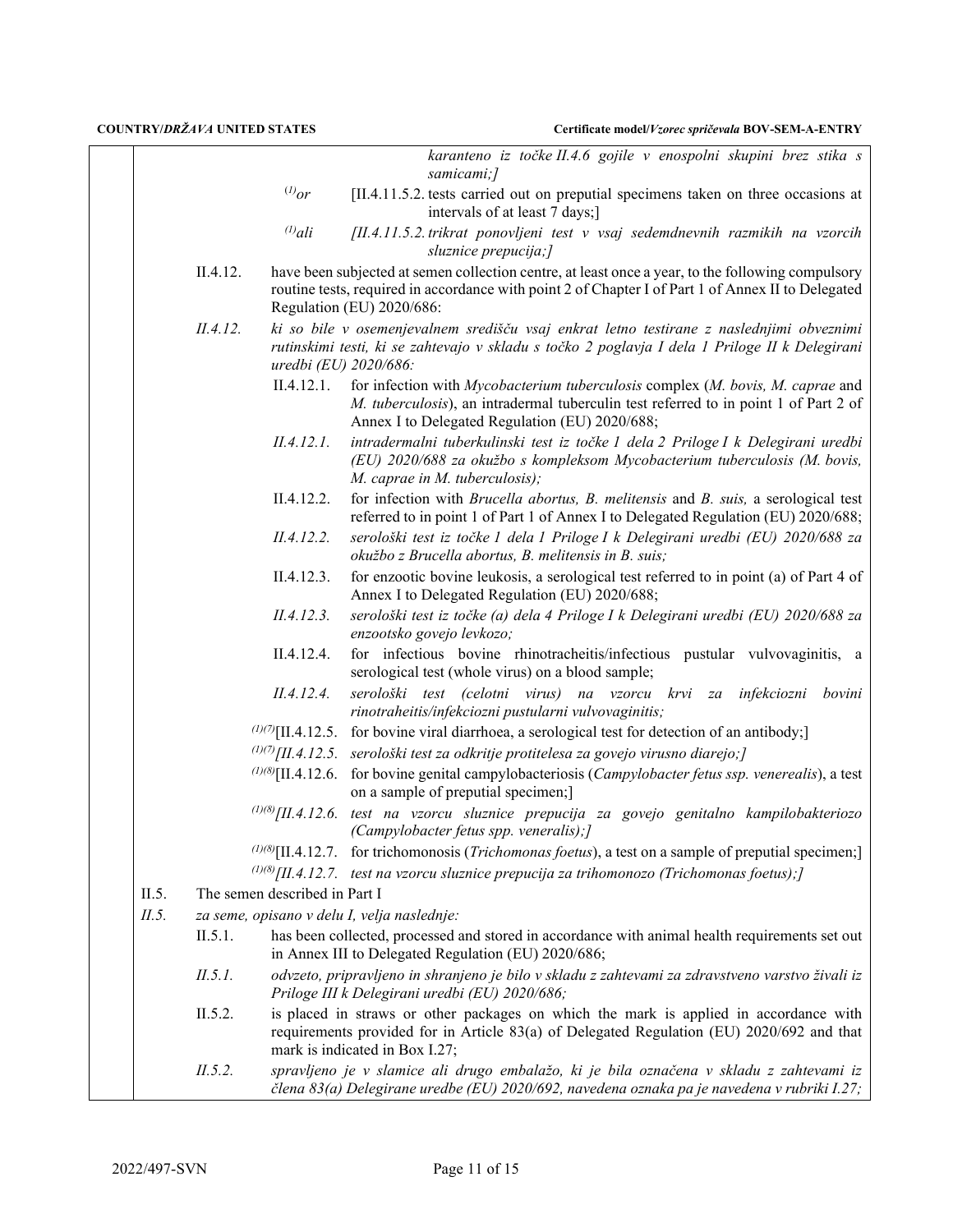*karanteno iz točke II.4.6 gojile v enospolni skupini brez stika s samicami;]*

[1]or [II.4.11.5.2. tests carried out on preputial specimens taken on three occasions at intervals of at least 7 days;]

*[1]ali [II.4.11.5.2. trikrat ponovljeni test v vsaj sedemdnevnih razmikih na vzorcih sluznice prepucija;]*

II.4.12. have been subjected at semen collection centre, at least once a year, to the following compulsory routine tests, required in accordance with point 2 of Chapter I of Part 1 of Annex II to Delegated Regulation (EU) 2020/686:

*II.4.12. ki so bile v osemenjevalnem središču vsaj enkrat letno testirane z naslednjimi obveznimi rutinskimi testi, ki se zahtevajo v skladu s točko 2 poglavja I dela 1 Priloge II k Delegirani uredbi (EU) 2020/686:*

II.4.12.1. for infection with *Mycobacterium tuberculosis* complex (*M. bovis, M. caprae* and *M. tuberculosis*), an intradermal tuberculin test referred to in point 1 of Part 2 of Annex I to Delegated Regulation (EU) 2020/688;

*II.4.12.1. intradermalni tuberkulinski test iz točke 1 dela 2 Priloge I k Delegirani uredbi (EU) 2020/688 za okužbo s kompleksom Mycobacterium tuberculosis (M. bovis, M. caprae in M. tuberculosis);*

II.4.12.2. for infection with *Brucella abortus, B. melitensis* and *B. suis,* a serological test referred to in point 1 of Part 1 of Annex I to Delegated Regulation (EU) 2020/688;

*II.4.12.2. serološki test iz točke 1 dela 1 Priloge I k Delegirani uredbi (EU) 2020/688 za okužbo z Brucella abortus, B. melitensis in B. suis;*

II.4.12.3. for enzootic bovine leukosis, a serological test referred to in point (a) of Part 4 of Annex I to Delegated Regulation (EU) 2020/688;

*II.4.12.3. serološki test iz točke (a) dela 4 Priloge I k Delegirani uredbi (EU) 2020/688 za enzootsko govejo levkozo;*

II.4.12.4. for infectious bovine rhinotracheitis/infectious pustular vulvovaginitis, a serological test (whole virus) on a blood sample;

*II.4.12.4. serološki test (celotni virus) na vzorcu krvi za infekciozni bovini rinotraheitis/infekciozni pustularni vulvovaginitis;*

[1][7][II.4.12.5. for bovine viral diarrhoea, a serological test for detection of an antibody;]

*[1][7][II.4.12.5. serološki test za odkritje protitelesa za govejo virusno diarejo;]*

[1][8][II.4.12.6. for bovine genital campylobacteriosis (*Campylobacter fetus ssp. venerealis*), a test on a sample of preputial specimen;]

*[1][8][II.4.12.6. test na vzorcu sluznice prepucija za govejo genitalno kampilobakteriozo (Campylobacter fetus spp. veneralis);]*

[1][8][II.4.12.7. for trichomonosis (*Trichomonas foetus*), a test on a sample of preputial specimen;]

*[1][8][II.4.12.7. test na vzorcu sluznice prepucija za trihomonozo (Trichomonas foetus);]*

II.5. The semen described in Part I

*II.5. za seme, opisano v delu I, velja naslednje:*

II.5.1. has been collected, processed and stored in accordance with animal health requirements set out in Annex III to Delegated Regulation (EU) 2020/686;

*II.5.1. odvzeto, pripravljeno in shranjeno je bilo v skladu z zahtevami za zdravstveno varstvo živali iz Priloge III k Delegirani uredbi (EU) 2020/686;*

II.5.2. is placed in straws or other packages on which the mark is applied in accordance with requirements provided for in Article 83(a) of Delegated Regulation (EU) 2020/692 and that mark is indicated in Box I.27;

*II.5.2. spravljeno je v slamice ali drugo embalažo, ki je bila označena v skladu z zahtevami iz člena 83(a) Delegirane uredbe (EU) 2020/692, navedena oznaka pa je navedena v rubriki I.27;*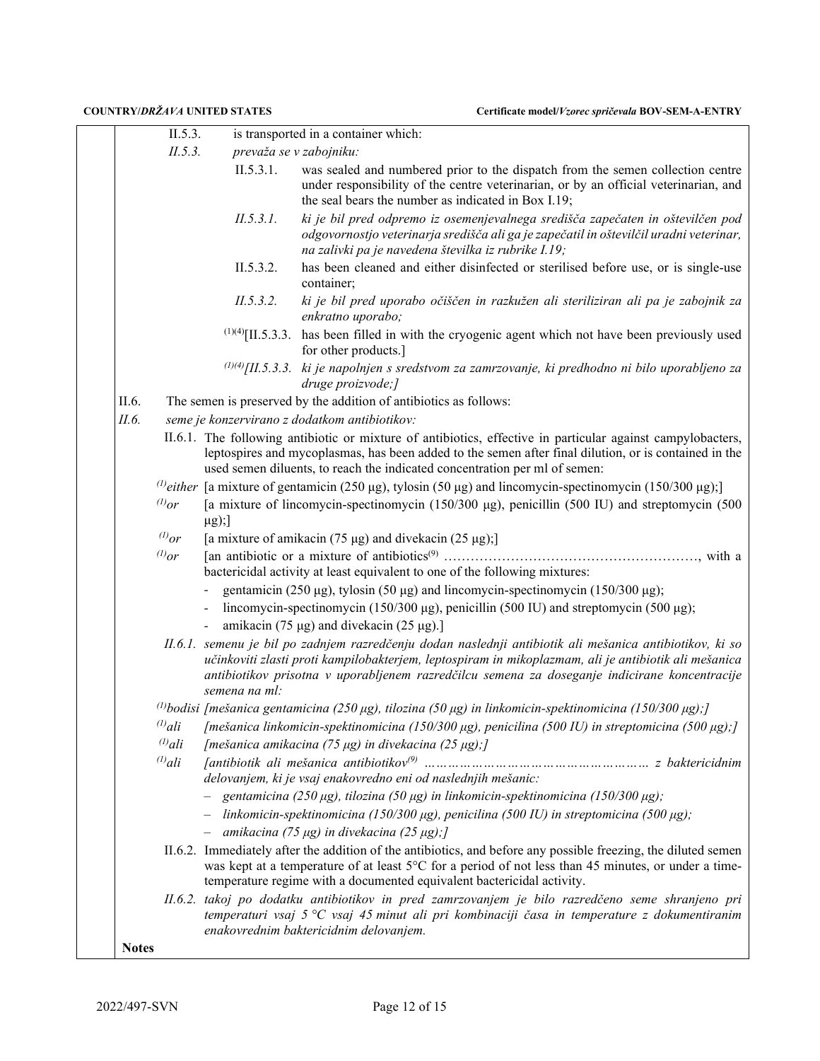II.5.3. is transported in a container which:

*II.5.3. prevaža se v zabojniku:*

II.5.3.1. was sealed and numbered prior to the dispatch from the semen collection centre under responsibility of the centre veterinarian, or by an official veterinarian, and the seal bears the number as indicated in Box I.19;

*II.5.3.1. ki je bil pred odpremo iz osemenjevalnega središča zapečaten in oštevilčen pod odgovornostjo veterinarja središča ali ga je zapečatil in oštevilčil uradni veterinar, na zalivki pa je navedena številka iz rubrike I.19;*

II.5.3.2. has been cleaned and either disinfected or sterilised before use, or is single-use container;

*II.5.3.2. ki je bil pred uporabo očiščen in razkužen ali steriliziran ali pa je zabojnik za enkratno uporabo;*

(1)(4)[II.5.3.3. has been filled in with the cryogenic agent which not have been previously used for other products.]

*(1)(4)[II.5.3.3. ki je napolnjen s sredstvom za zamrzovanje, ki predhodno ni bilo uporabljeno za druge proizvode;]*

II.6. The semen is preserved by the addition of antibiotics as follows:

*II.6. seme je konzervirano z dodatkom antibiotikov:*

II.6.1. The following antibiotic or mixture of antibiotics, effective in particular against campylobacters, leptospires and mycoplasmas, has been added to the semen after final dilution, or is contained in the used semen diluents, to reach the indicated concentration per ml of semen:

(1)*either* [a mixture of gentamicin (250 µg), tylosin (50 µg) and lincomycin-spectinomycin (150/300 µg);]

(1)*or* [a mixture of lincomycin-spectinomycin (150/300 µg), penicillin (500 IU) and streptomycin (500 µg);]

(1)*or* [a mixture of amikacin (75 µg) and divekacin (25 µg);]

(1)*or* [an antibiotic or a mixture of antibiotics(9) ………………………………………………, with a bactericidal activity at least equivalent to one of the following mixtures:

- gentamicin (250 µg), tylosin (50 µg) and lincomycin-spectinomycin (150/300 µg);
- lincomycin-spectinomycin (150/300 µg), penicillin (500 IU) and streptomycin (500 µg);
- amikacin (75 µg) and divekacin (25 µg).]

*II.6.1. semenu je bil po zadnjem razredčenju dodan naslednji antibiotik ali mešanica antibiotikov, ki so učinkoviti zlasti proti kampilobakterjem, leptospiram in mikoplazmam, ali je antibiotik ali mešanica antibiotikov prisotna v uporabljenem razredčilcu semena za doseganje indicirane koncentracije semena na ml:*

*(1)bodisi [mešanica gentamicina (250 µg), tilozina (50 µg) in linkomicin-spektinomicina (150/300 µg);]*

*(1)ali [mešanica linkomicin-spektinomicina (150/300 µg), penicilina (500 IU) in streptomicina (500 µg);]*

*(1)ali [mešanica amikacina (75 µg) in divekacina (25 µg);]*

*(1)ali [antibiotik ali mešanica antibiotikov(9) ……………………………………………… z baktericidnim delovanjem, ki je vsaj enakovredno eni od naslednjih mešanic:*

- *gentamicina (250 µg), tilozina (50 µg) in linkomicin-spektinomicina (150/300 µg);*
- *linkomicin-spektinomicina (150/300 µg), penicilina (500 IU) in streptomicina (500 µg);*
- *amikacina (75 µg) in divekacina (25 µg);]*

II.6.2. Immediately after the addition of the antibiotics, and before any possible freezing, the diluted semen was kept at a temperature of at least 5°C for a period of not less than 45 minutes, or under a time-temperature regime with a documented equivalent bactericidal activity.

*II.6.2. takoj po dodatku antibiotikov in pred zamrzovanjem je bilo razredčeno seme shranjeno pri temperaturi vsaj 5 °C vsaj 45 minut ali pri kombinaciji časa in temperature z dokumentiranim enakovrednim baktericidnim delovanjem.*

**Notes**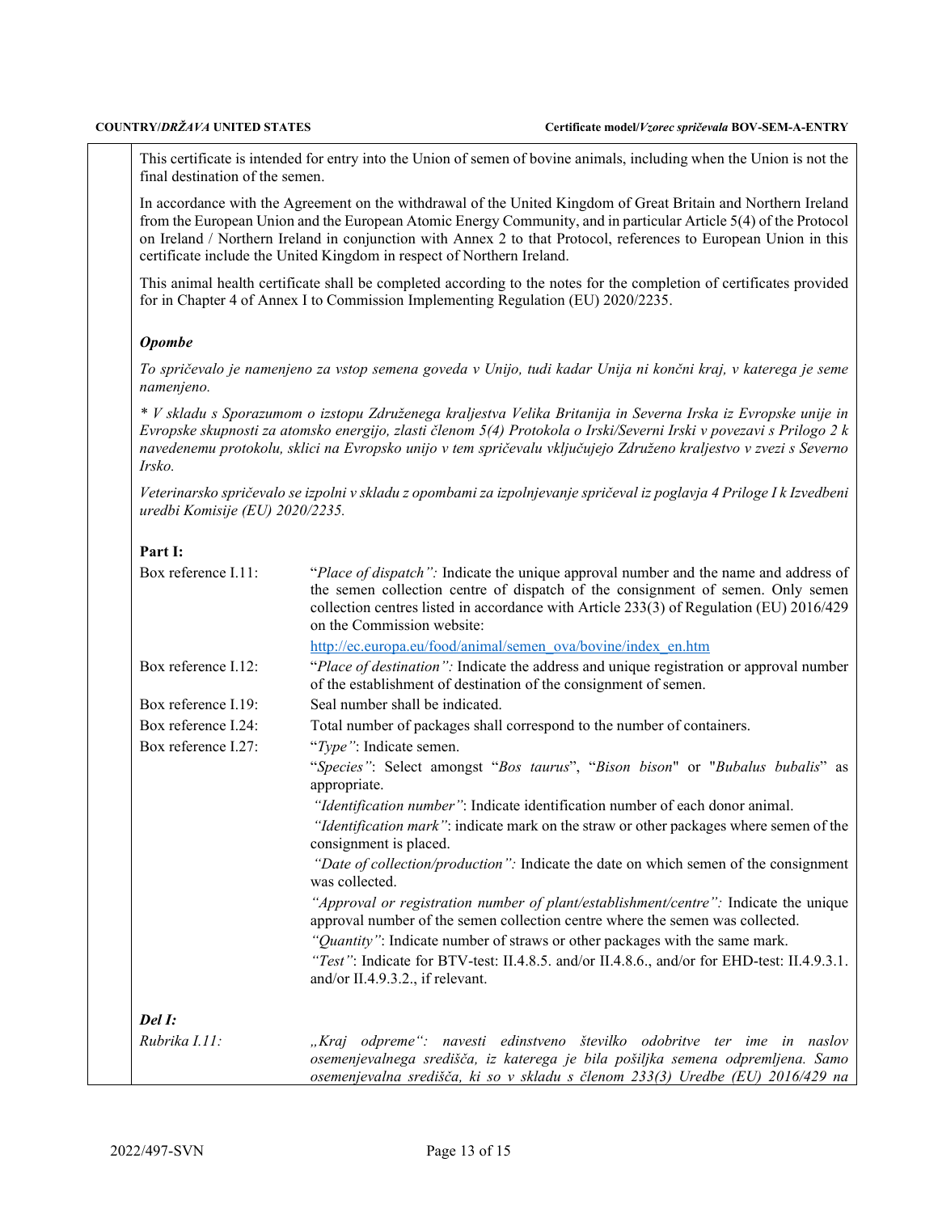This certificate is intended for entry into the Union of semen of bovine animals, including when the Union is not the final destination of the semen.

In accordance with the Agreement on the withdrawal of the United Kingdom of Great Britain and Northern Ireland from the European Union and the European Atomic Energy Community, and in particular Article 5(4) of the Protocol on Ireland / Northern Ireland in conjunction with Annex 2 to that Protocol, references to European Union in this certificate include the United Kingdom in respect of Northern Ireland.

This animal health certificate shall be completed according to the notes for the completion of certificates provided for in Chapter 4 of Annex I to Commission Implementing Regulation (EU) 2020/2235.

***Opombe***

*To spričevalo je namenjeno za vstop semena goveda v Unijo, tudi kadar Unija ni končni kraj, v katerega je seme namenjeno.*

*\* V skladu s Sporazumom o izstopu Združenega kraljestva Velika Britanija in Severna Irska iz Evropske unije in Evropske skupnosti za atomsko energijo, zlasti členom 5(4) Protokola o Irski/Severni Irski v povezavi s Prilogo 2 k navedenemu protokolu, sklici na Evropsko unijo v tem spričevalu vključujejo Združeno kraljestvo v zvezi s Severno Irsko.*

*Veterinarsko spričevalo se izpolni v skladu z opombami za izpolnjevanje spričeval iz poglavja 4 Priloge I k Izvedbeni uredbi Komisije (EU) 2020/2235.*

**Part I:**

| | |
|---|---|
| Box reference I.11: | "*Place of dispatch"*: Indicate the unique approval number and the name and address of the semen collection centre of dispatch of the consignment of semen. Only semen collection centres listed in accordance with Article 233(3) of Regulation (EU) 2016/429 on the Commission website: http://ec.europa.eu/food/animal/semen_ova/bovine/index_en.htm |
| Box reference I.12: | "*Place of destination"*: Indicate the address and unique registration or approval number of the establishment of destination of the consignment of semen. |
| Box reference I.19: | Seal number shall be indicated. |
| Box reference I.24: | Total number of packages shall correspond to the number of containers. |
| Box reference I.27: | "*Type"*: Indicate semen.<br>"*Species"*: Select amongst "*Bos taurus*", "*Bison bison*" or "*Bubalus bubalis*" as appropriate.<br>*"Identification number"*: Indicate identification number of each donor animal.<br>*"Identification mark"*: indicate mark on the straw or other packages where semen of the consignment is placed.<br>*"Date of collection/production":* Indicate the date on which semen of the consignment was collected.<br>*"Approval or registration number of plant/establishment/centre":* Indicate the unique approval number of the semen collection centre where the semen was collected.<br>*"Quantity"*: Indicate number of straws or other packages with the same mark.<br>*"Test"*: Indicate for BTV-test: II.4.8.5. and/or II.4.8.6., and/or for EHD-test: II.4.9.3.1. and/or II.4.9.3.2., if relevant. |

***Del I:***

| | |
|---|---|
| *Rubrika I.11:* | *„Kraj odpreme“: navesti edinstveno številko odobritve ter ime in naslov osemenjevalnega središča, iz katerega je bila pošiljka semena odpremljena. Samo osemenjevalna središča, ki so v skladu s členom 233(3) Uredbe (EU) 2016/429 na* |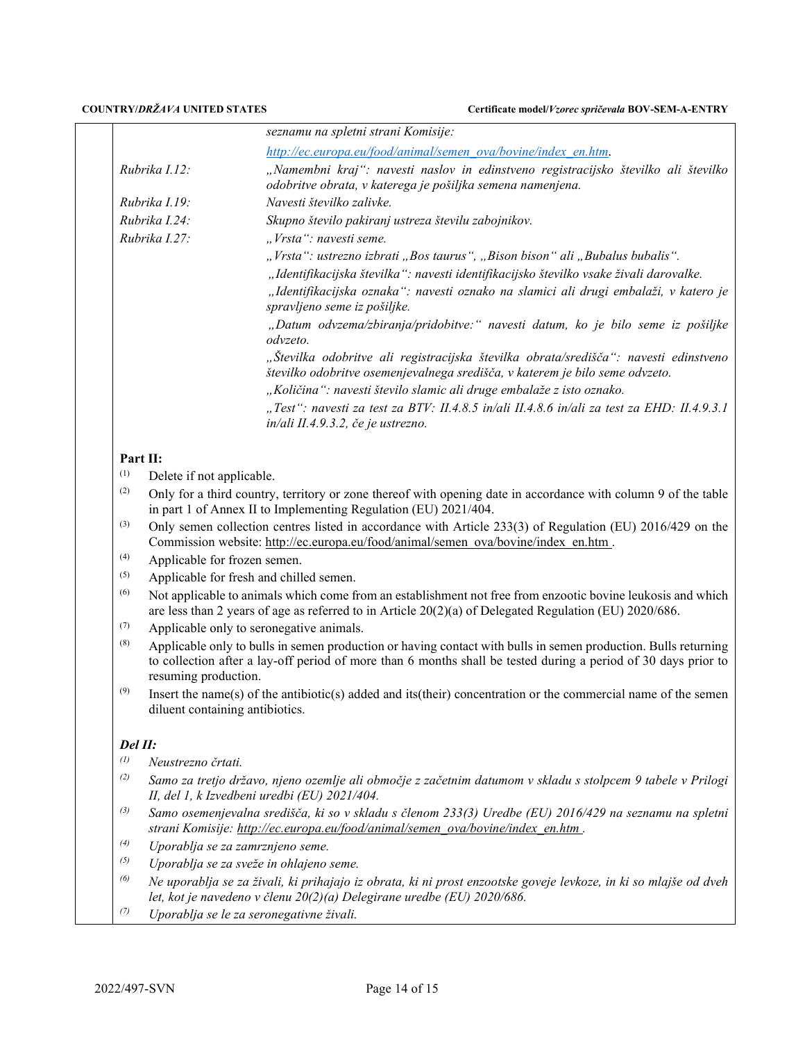seznamu na spletni strani Komisije:

*http://ec.europa.eu/food/animal/semen_ova/bovine/index_en.htm.*

| | |
|---|---|
| *Rubrika I.12:* | *„Namembni kraj“: navesti naslov in edinstveno registracijsko številko ali številko odobritve obrata, v katerega je pošiljka semena namenjena.* |
| *Rubrika I.19:* | *Navesti številko zalivke.* |
| *Rubrika I.24:* | *Skupno število pakiranj ustreza številu zabojnikov.* |
| *Rubrika I.27:* | *„Vrsta“: navesti seme.* |
| | *„Vrsta“: ustrezno izbrati „Bos taurus“, „Bison bison“ ali „Bubalus bubalis“.* |
| | *„Identifikacijska številka“: navesti identifikacijsko številko vsake živali darovalke.* |
| | *„Identifikacijska oznaka“: navesti oznako na slamici ali drugi embalaži, v katero je spravljeno seme iz pošiljke.* |
| | *„Datum odvzema/zbiranja/pridobitve:“ navesti datum, ko je bilo seme iz pošiljke odvzeto.* |
| | *„Številka odobritve ali registracijska številka obrata/središča“: navesti edinstveno številko odobritve osemenjevalnega središča, v katerem je bilo seme odvzeto.* |
| | *„Količina“: navesti število slamic ali druge embalaže z isto oznako.* |
| | *„Test“: navesti za test za BTV: II.4.8.5 in/ali II.4.8.6 in/ali za test za EHD: II.4.9.3.1 in/ali II.4.9.3.2, če je ustrezno.* |

**Part II:**

(1) Delete if not applicable.

(2) Only for a third country, territory or zone thereof with opening date in accordance with column 9 of the table in part 1 of Annex II to Implementing Regulation (EU) 2021/404.

(3) Only semen collection centres listed in accordance with Article 233(3) of Regulation (EU) 2016/429 on the Commission website: http://ec.europa.eu/food/animal/semen_ova/bovine/index_en.htm .

(4) Applicable for frozen semen.

(5) Applicable for fresh and chilled semen.

(6) Not applicable to animals which come from an establishment not free from enzootic bovine leukosis and which are less than 2 years of age as referred to in Article 20(2)(a) of Delegated Regulation (EU) 2020/686.

(7) Applicable only to seronegative animals.

(8) Applicable only to bulls in semen production or having contact with bulls in semen production. Bulls returning to collection after a lay-off period of more than 6 months shall be tested during a period of 30 days prior to resuming production.

(9) Insert the name(s) of the antibiotic(s) added and its(their) concentration or the commercial name of the semen diluent containing antibiotics.

***Del II:***

*(1) Neustrezno črtati.*

*(2) Samo za tretjo državo, njeno ozemlje ali območje z začetnim datumom v skladu s stolpcem 9 tabele v Prilogi II, del 1, k Izvedbeni uredbi (EU) 2021/404.*

*(3) Samo osemenjevalna središča, ki so v skladu s členom 233(3) Uredbe (EU) 2016/429 na seznamu na spletni strani Komisije: http://ec.europa.eu/food/animal/semen_ova/bovine/index_en.htm .*

*(4) Uporablja se za zamrznjeno seme.*

*(5) Uporablja se za sveže in ohlajeno seme.*

*(6) Ne uporablja se za živali, ki prihajajo iz obrata, ki ni prost enzootske goveje levkoze, in ki so mlajše od dveh let, kot je navedeno v členu 20(2)(a) Delegirane uredbe (EU) 2020/686.*

*(7) Uporablja se le za seronegativne živali.*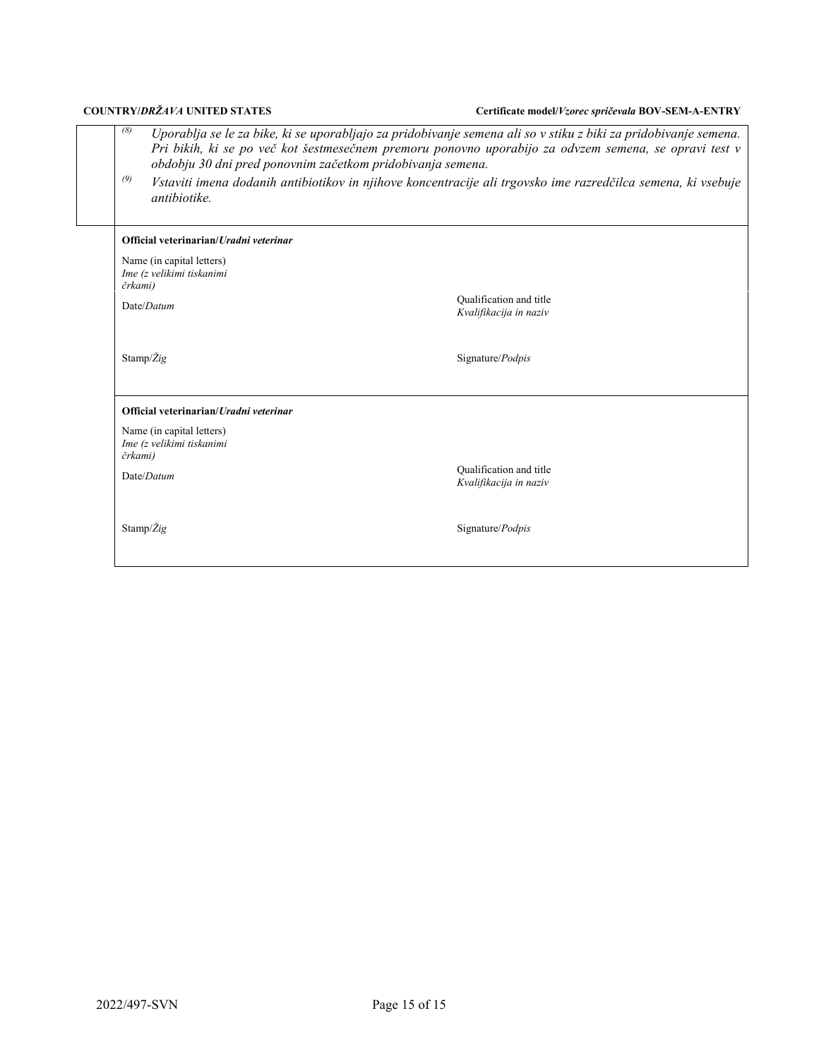[8] *Uporablja se le za bike, ki se uporabljajo za pridobivanje semena ali so v stiku z biki za pridobivanje semena. Pri bikih, ki se po več kot šestmesečnem premoru ponovno uporabijo za odvzem semena, se opravi test v obdobju 30 dni pred ponovnim začetkom pridobivanja semena.*

[9] *Vstaviti imena dodanih antibiotikov in njihove koncentracije ali trgovsko ime razredčilca semena, ki vsebuje antibiotike.*

**Official veterinarian/*Uradni veterinar***

Name (in capital letters)
*Ime (z velikimi tiskanimi črkami)*

Date/*Datum*

Qualification and title
*Kvalifikacija in naziv*

Stamp/*Žig*

Signature/*Podpis*

**Official veterinarian/*Uradni veterinar***

Name (in capital letters)
*Ime (z velikimi tiskanimi črkami)*

Date/*Datum*

Qualification and title
*Kvalifikacija in naziv*

Stamp/*Žig*

Signature/*Podpis*